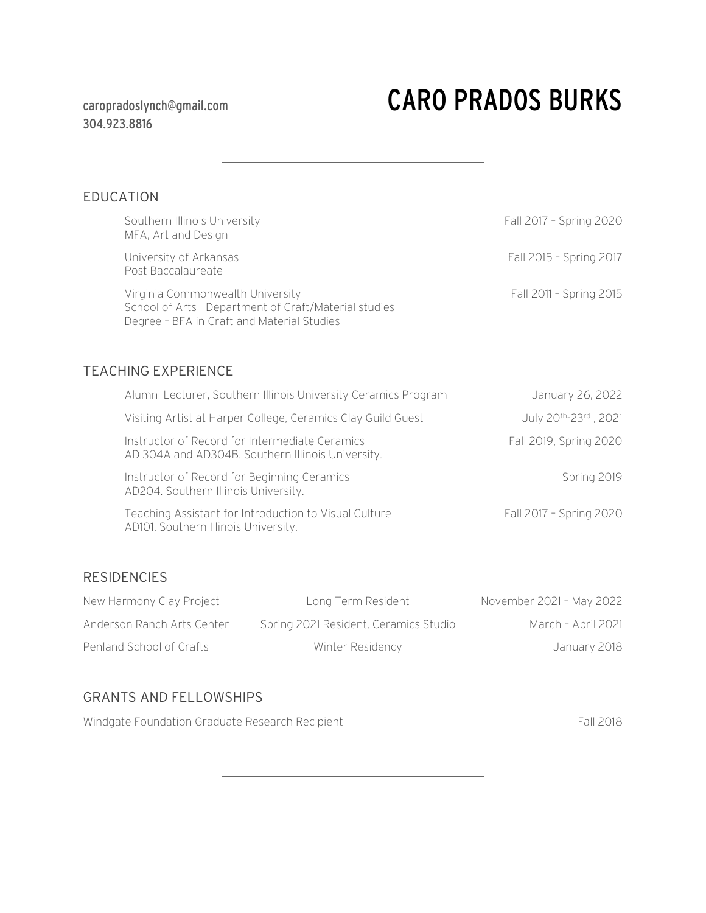# CARO PRADOS BURKS

caropradoslynch@gmail.com
304.923.8816

---

## EDUCATION

Southern Illinois University — Fall 2017 – Spring 2020
MFA, Art and Design

University of Arkansas — Fall 2015 – Spring 2017
Post Baccalaureate

Virginia Commonwealth University — Fall 2011 – Spring 2015
School of Arts | Department of Craft/Material studies
Degree – BFA in Craft and Material Studies

## TEACHING EXPERIENCE

Alumni Lecturer, Southern Illinois University Ceramics Program — January 26, 2022

Visiting Artist at Harper College, Ceramics Clay Guild Guest — July 20th-23rd, 2021

Instructor of Record for Intermediate Ceramics — Fall 2019, Spring 2020
AD 304A and AD304B. Southern Illinois University.

Instructor of Record for Beginning Ceramics — Spring 2019
AD204. Southern Illinois University.

Teaching Assistant for Introduction to Visual Culture — Fall 2017 – Spring 2020
AD101. Southern Illinois University.

## RESIDENCIES

| | | |
|---|---|---|
| New Harmony Clay Project | Long Term Resident | November 2021 – May 2022 |
| Anderson Ranch Arts Center | Spring 2021 Resident, Ceramics Studio | March – April 2021 |
| Penland School of Crafts | Winter Residency | January 2018 |

## GRANTS AND FELLOWSHIPS

Windgate Foundation Graduate Research Recipient — Fall 2018

---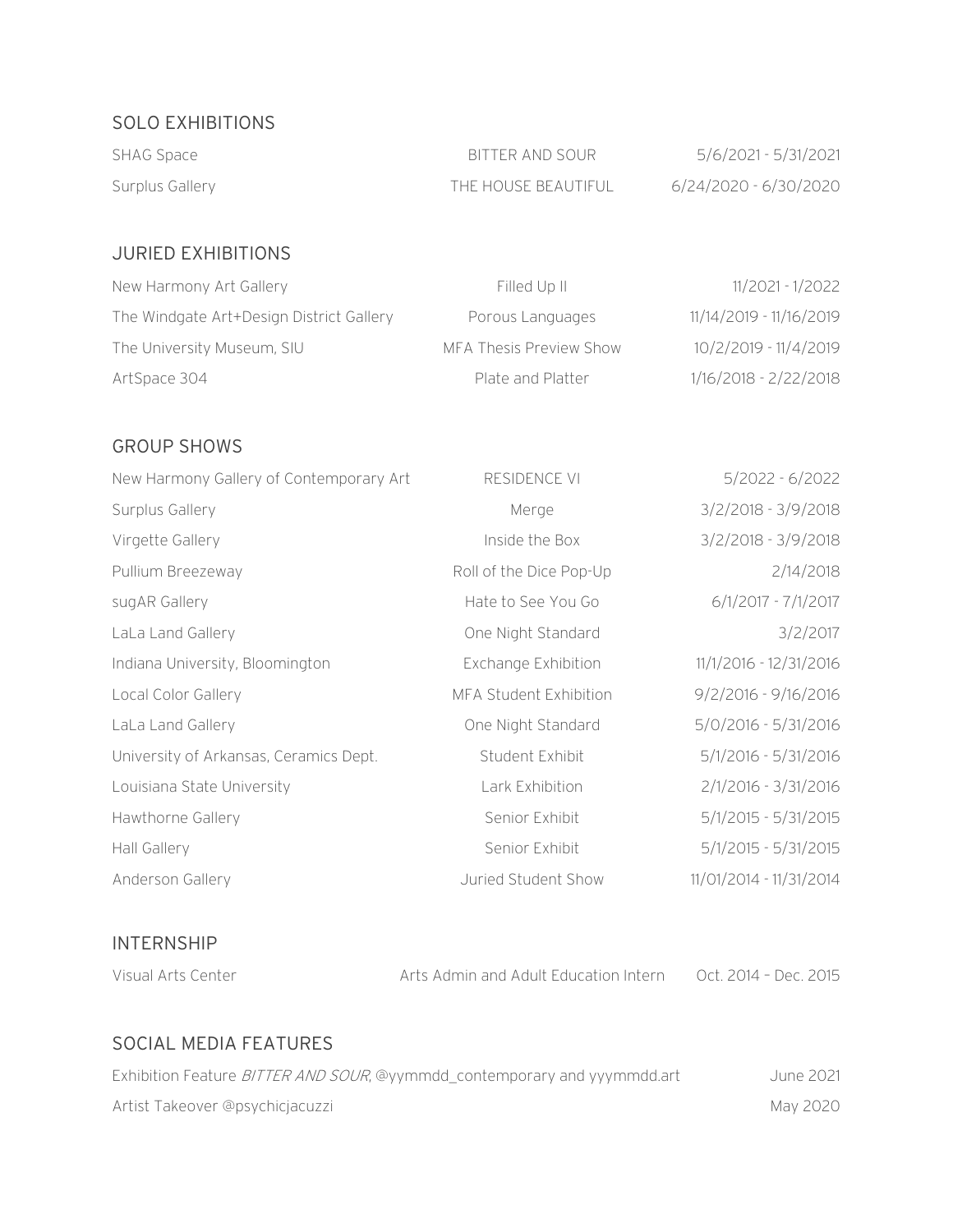## SOLO EXHIBITIONS

| | | |
|---|---|---|
| SHAG Space | BITTER AND SOUR | 5/6/2021 - 5/31/2021 |
| Surplus Gallery | THE HOUSE BEAUTIFUL | 6/24/2020 - 6/30/2020 |

## JURIED EXHIBITIONS

| | | |
|---|---|---|
| New Harmony Art Gallery | Filled Up II | 11/2021 - 1/2022 |
| The Windgate Art+Design District Gallery | Porous Languages | 11/14/2019 - 11/16/2019 |
| The University Museum, SIU | MFA Thesis Preview Show | 10/2/2019 - 11/4/2019 |
| ArtSpace 304 | Plate and Platter | 1/16/2018 - 2/22/2018 |

## GROUP SHOWS

| | | |
|---|---|---|
| New Harmony Gallery of Contemporary Art | RESIDENCE VI | 5/2022 - 6/2022 |
| Surplus Gallery | Merge | 3/2/2018 - 3/9/2018 |
| Virgette Gallery | Inside the Box | 3/2/2018 - 3/9/2018 |
| Pullium Breezeway | Roll of the Dice Pop-Up | 2/14/2018 |
| sugAR Gallery | Hate to See You Go | 6/1/2017 - 7/1/2017 |
| LaLa Land Gallery | One Night Standard | 3/2/2017 |
| Indiana University, Bloomington | Exchange Exhibition | 11/1/2016 - 12/31/2016 |
| Local Color Gallery | MFA Student Exhibition | 9/2/2016 - 9/16/2016 |
| LaLa Land Gallery | One Night Standard | 5/0/2016 - 5/31/2016 |
| University of Arkansas, Ceramics Dept. | Student Exhibit | 5/1/2016 - 5/31/2016 |
| Louisiana State University | Lark Exhibition | 2/1/2016 - 3/31/2016 |
| Hawthorne Gallery | Senior Exhibit | 5/1/2015 - 5/31/2015 |
| Hall Gallery | Senior Exhibit | 5/1/2015 - 5/31/2015 |
| Anderson Gallery | Juried Student Show | 11/01/2014 - 11/31/2014 |

## INTERNSHIP

| | | |
|---|---|---|
| Visual Arts Center | Arts Admin and Adult Education Intern | Oct. 2014 – Dec. 2015 |

## SOCIAL MEDIA FEATURES

| | |
|---|---|
| Exhibition Feature *BITTER AND SOUR*, @yymmdd_contemporary and yyymmdd.art | June 2021 |
| Artist Takeover @psychicjacuzzi | May 2020 |